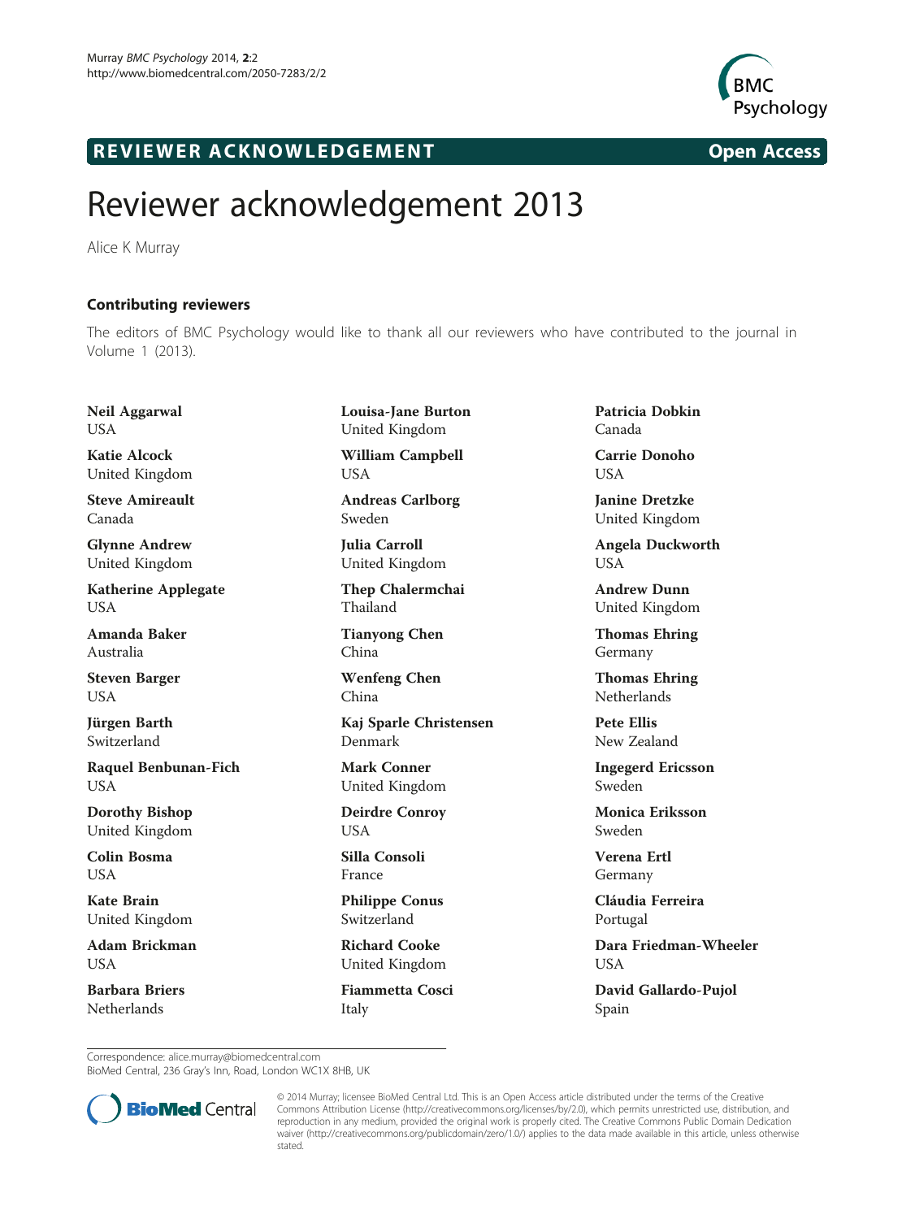REVIEWER ACKNOWLEDGEMENT

Open Access

# Reviewer acknowledgement 2013

Alice K Murray

## Contributing reviewers

The editors of BMC Psychology would like to thank all our reviewers who have contributed to the journal in Volume 1 (2013).

**Neil Aggarwal**
USA

**Katie Alcock**
United Kingdom

**Steve Amireault**
Canada

**Glynne Andrew**
United Kingdom

**Katherine Applegate**
USA

**Amanda Baker**
Australia

**Steven Barger**
USA

**Jürgen Barth**
Switzerland

**Raquel Benbunan-Fich**
USA

**Dorothy Bishop**
United Kingdom

**Colin Bosma**
USA

**Kate Brain**
United Kingdom

**Adam Brickman**
USA

**Barbara Briers**
Netherlands

**Louisa-Jane Burton**
United Kingdom

**William Campbell**
USA

**Andreas Carlborg**
Sweden

**Julia Carroll**
United Kingdom

**Thep Chalermchai**
Thailand

**Tianyong Chen**
China

**Wenfeng Chen**
China

**Kaj Sparle Christensen**
Denmark

**Mark Conner**
United Kingdom

**Deirdre Conroy**
USA

**Silla Consoli**
France

**Philippe Conus**
Switzerland

**Richard Cooke**
United Kingdom

**Fiammetta Cosci**
Italy

**Patricia Dobkin**
Canada

**Carrie Donoho**
USA

**Janine Dretzke**
United Kingdom

**Angela Duckworth**
USA

**Andrew Dunn**
United Kingdom

**Thomas Ehring**
Germany

**Thomas Ehring**
Netherlands

**Pete Ellis**
New Zealand

**Ingegerd Ericsson**
Sweden

**Monica Eriksson**
Sweden

**Verena Ertl**
Germany

**Cláudia Ferreira**
Portugal

**Dara Friedman-Wheeler**
USA

**David Gallardo-Pujol**
Spain

Correspondence: alice.murray@biomedcentral.com
BioMed Central, 236 Gray's Inn, Road, London WC1X 8HB, UK

© 2014 Murray; licensee BioMed Central Ltd. This is an Open Access article distributed under the terms of the Creative Commons Attribution License (http://creativecommons.org/licenses/by/2.0), which permits unrestricted use, distribution, and reproduction in any medium, provided the original work is properly cited. The Creative Commons Public Domain Dedication waiver (http://creativecommons.org/publicdomain/zero/1.0/) applies to the data made available in this article, unless otherwise stated.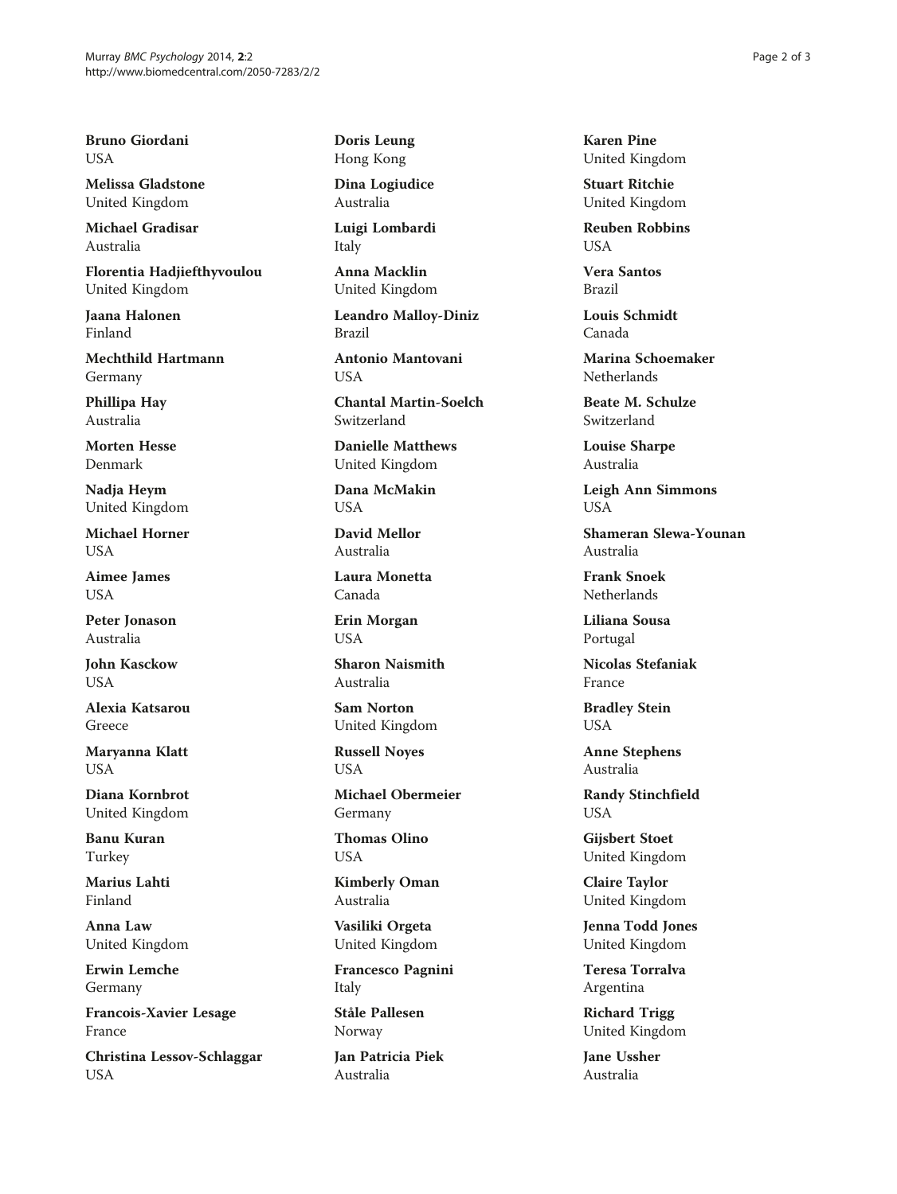**Bruno Giordani**
USA

**Melissa Gladstone**
United Kingdom

**Michael Gradisar**
Australia

**Florentia Hadjiefthyvoulou**
United Kingdom

**Jaana Halonen**
Finland

**Mechthild Hartmann**
Germany

**Phillipa Hay**
Australia

**Morten Hesse**
Denmark

**Nadja Heym**
United Kingdom

**Michael Horner**
USA

**Aimee James**
USA

**Peter Jonason**
Australia

**John Kasckow**
USA

**Alexia Katsarou**
Greece

**Maryanna Klatt**
USA

**Diana Kornbrot**
United Kingdom

**Banu Kuran**
Turkey

**Marius Lahti**
Finland

**Anna Law**
United Kingdom

**Erwin Lemche**
Germany

**Francois-Xavier Lesage**
France

**Christina Lessov-Schlaggar**
USA

**Doris Leung**
Hong Kong

**Dina Logiudice**
Australia

**Luigi Lombardi**
Italy

**Anna Macklin**
United Kingdom

**Leandro Malloy-Diniz**
Brazil

**Antonio Mantovani**
USA

**Chantal Martin-Soelch**
Switzerland

**Danielle Matthews**
United Kingdom

**Dana McMakin**
USA

**David Mellor**
Australia

**Laura Monetta**
Canada

**Erin Morgan**
USA

**Sharon Naismith**
Australia

**Sam Norton**
United Kingdom

**Russell Noyes**
USA

**Michael Obermeier**
Germany

**Thomas Olino**
USA

**Kimberly Oman**
Australia

**Vasiliki Orgeta**
United Kingdom

**Francesco Pagnini**
Italy

**Ståle Pallesen**
Norway

**Jan Patricia Piek**
Australia

**Karen Pine**
United Kingdom

**Stuart Ritchie**
United Kingdom

**Reuben Robbins**
USA

**Vera Santos**
Brazil

**Louis Schmidt**
Canada

**Marina Schoemaker**
Netherlands

**Beate M. Schulze**
Switzerland

**Louise Sharpe**
Australia

**Leigh Ann Simmons**
USA

**Shameran Slewa-Younan**
Australia

**Frank Snoek**
Netherlands

**Liliana Sousa**
Portugal

**Nicolas Stefaniak**
France

**Bradley Stein**
USA

**Anne Stephens**
Australia

**Randy Stinchfield**
USA

**Gijsbert Stoet**
United Kingdom

**Claire Taylor**
United Kingdom

**Jenna Todd Jones**
United Kingdom

**Teresa Torralva**
Argentina

**Richard Trigg**
United Kingdom

**Jane Ussher**
Australia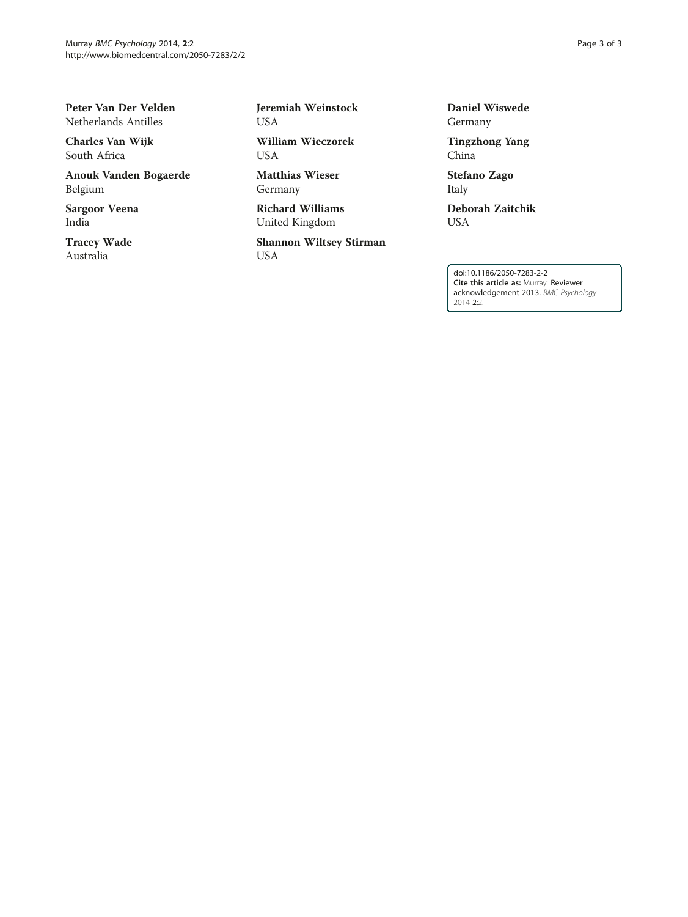**Peter Van Der Velden**
Netherlands Antilles

**Charles Van Wijk**
South Africa

**Anouk Vanden Bogaerde**
Belgium

**Sargoor Veena**
India

**Tracey Wade**
Australia

**Jeremiah Weinstock**
USA

**William Wieczorek**
USA

**Matthias Wieser**
Germany

**Richard Williams**
United Kingdom

**Shannon Wiltsey Stirman**
USA

**Daniel Wiswede**
Germany

**Tingzhong Yang**
China

**Stefano Zago**
Italy

**Deborah Zaitchik**
USA

doi:10.1186/2050-7283-2-2
**Cite this article as:** Murray: Reviewer acknowledgement 2013. *BMC Psychology* 2014 **2**:2.